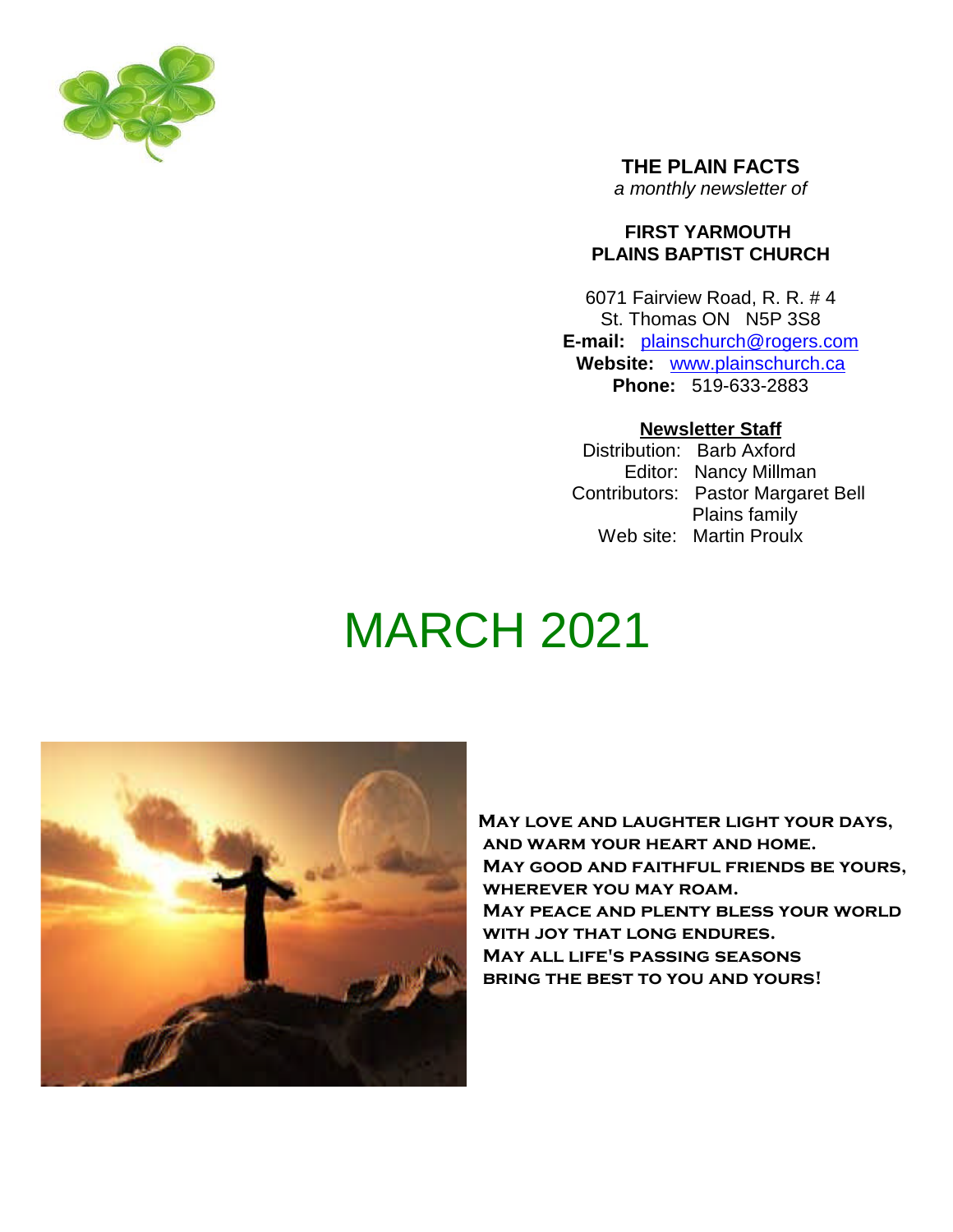**THE PLAIN FACTS**

*a monthly newsletter of*

**FIRST YARMOUTH PLAINS BAPTIST CHURCH**

6071 Fairview Road, R. R. # 4
St. Thomas ON N5P 3S8
**E-mail:** plainschurch@rogers.com
**Website:** www.plainschurch.ca
**Phone:** 519-633-2883

**Newsletter Staff**

Distribution: Barb Axford
Editor: Nancy Millman
Contributors: Pastor Margaret Bell
Plains family
Web site: Martin Proulx

# MARCH 2021

**May love and laughter light your days,
and warm your heart and home.
May good and faithful friends be yours,
wherever you may roam.
May peace and plenty bless your world
with joy that long endures.
May all life's passing seasons
bring the best to you and yours!**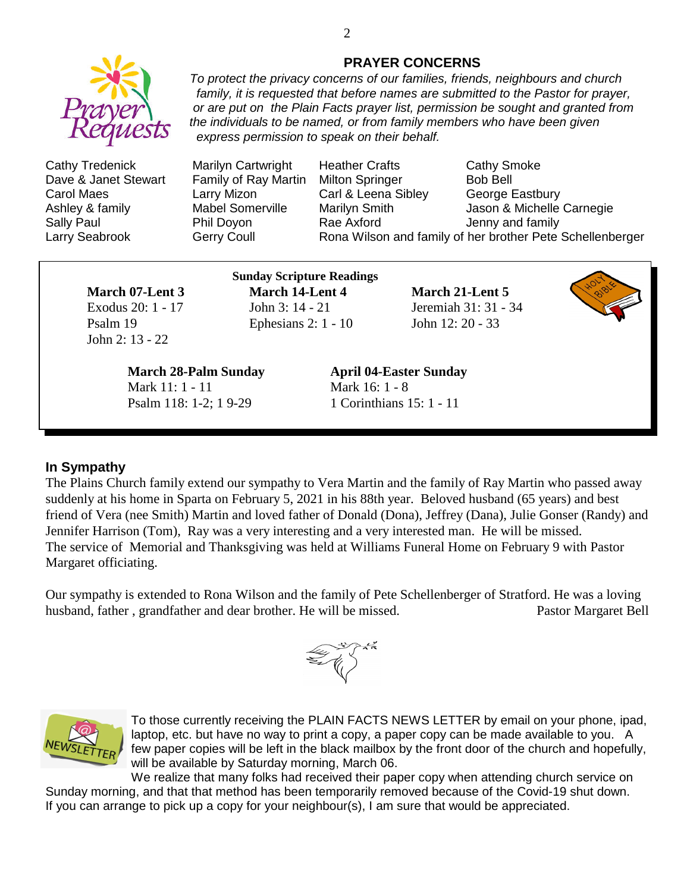## PRAYER CONCERNS

*To protect the privacy concerns of our families, friends, neighbours and church family, it is requested that before names are submitted to the Pastor for prayer, or are put on the Plain Facts prayer list, permission be sought and granted from the individuals to be named, or from family members who have been given express permission to speak on their behalf.*

| | | | |
|---|---|---|---|
| Cathy Tredenick | Marilyn Cartwright | Heather Crafts | Cathy Smoke |
| Dave & Janet Stewart | Family of Ray Martin | Milton Springer | Bob Bell |
| Carol Maes | Larry Mizon | Carl & Leena Sibley | George Eastbury |
| Ashley & family | Mabel Somerville | Marilyn Smith | Jason & Michelle Carnegie |
| Sally Paul | Phil Doyon | Rae Axford | Jenny and family |
| Larry Seabrook | Gerry Coull | Rona Wilson and family of her brother Pete Schellenberger | |

**Sunday Scripture Readings**

**March 07-Lent 3**
Exodus 20: 1 - 17
Psalm 19
John 2: 13 - 22

**March 14-Lent 4**
John 3: 14 - 21
Ephesians 2: 1 - 10

**March 21-Lent 5**
Jeremiah 31: 31 - 34
John 12: 20 - 33

**March 28-Palm Sunday**
Mark 11: 1 - 11
Psalm 118: 1-2; 1 9-29

**April 04-Easter Sunday**
Mark 16: 1 - 8
1 Corinthians 15: 1 - 11

### In Sympathy

The Plains Church family extend our sympathy to Vera Martin and the family of Ray Martin who passed away suddenly at his home in Sparta on February 5, 2021 in his 88th year. Beloved husband (65 years) and best friend of Vera (nee Smith) Martin and loved father of Donald (Dona), Jeffrey (Dana), Julie Gonser (Randy) and Jennifer Harrison (Tom), Ray was a very interesting and a very interested man. He will be missed.
The service of Memorial and Thanksgiving was held at Williams Funeral Home on February 9 with Pastor Margaret officiating.

Our sympathy is extended to Rona Wilson and the family of Pete Schellenberger of Stratford. He was a loving husband, father , grandfather and dear brother. He will be missed.

Pastor Margaret Bell

To those currently receiving the PLAIN FACTS NEWS LETTER by email on your phone, ipad, laptop, etc. but have no way to print a copy, a paper copy can be made available to you. A few paper copies will be left in the black mailbox by the front door of the church and hopefully, will be available by Saturday morning, March 06.

We realize that many folks had received their paper copy when attending church service on Sunday morning, and that that method has been temporarily removed because of the Covid-19 shut down. If you can arrange to pick up a copy for your neighbour(s), I am sure that would be appreciated.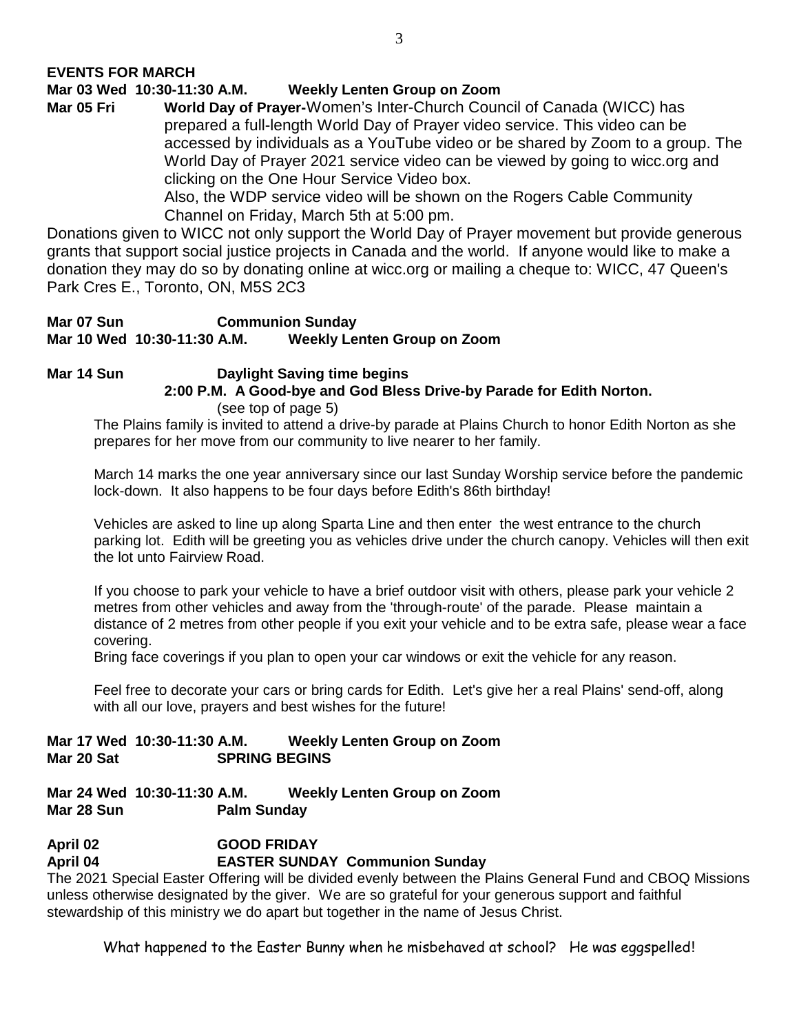**EVENTS FOR MARCH**

**Mar 03 Wed 10:30-11:30 A.M. Weekly Lenten Group on Zoom**

**Mar 05 Fri World Day of Prayer-**Women's Inter-Church Council of Canada (WICC) has prepared a full-length World Day of Prayer video service. This video can be accessed by individuals as a YouTube video or be shared by Zoom to a group. The World Day of Prayer 2021 service video can be viewed by going to wicc.org and clicking on the One Hour Service Video box.
Also, the WDP service video will be shown on the Rogers Cable Community Channel on Friday, March 5th at 5:00 pm.

Donations given to WICC not only support the World Day of Prayer movement but provide generous grants that support social justice projects in Canada and the world. If anyone would like to make a donation they may do so by donating online at wicc.org or mailing a cheque to: WICC, 47 Queen's Park Cres E., Toronto, ON, M5S 2C3

**Mar 07 Sun Communion Sunday**
**Mar 10 Wed 10:30-11:30 A.M. Weekly Lenten Group on Zoom**

**Mar 14 Sun Daylight Saving time begins**
**2:00 P.M. A Good-bye and God Bless Drive-by Parade for Edith Norton.**
(see top of page 5)

The Plains family is invited to attend a drive-by parade at Plains Church to honor Edith Norton as she prepares for her move from our community to live nearer to her family.

March 14 marks the one year anniversary since our last Sunday Worship service before the pandemic lock-down. It also happens to be four days before Edith's 86th birthday!

Vehicles are asked to line up along Sparta Line and then enter the west entrance to the church parking lot. Edith will be greeting you as vehicles drive under the church canopy. Vehicles will then exit the lot unto Fairview Road.

If you choose to park your vehicle to have a brief outdoor visit with others, please park your vehicle 2 metres from other vehicles and away from the 'through-route' of the parade. Please maintain a distance of 2 metres from other people if you exit your vehicle and to be extra safe, please wear a face covering.
Bring face coverings if you plan to open your car windows or exit the vehicle for any reason.

Feel free to decorate your cars or bring cards for Edith. Let's give her a real Plains' send-off, along with all our love, prayers and best wishes for the future!

**Mar 17 Wed 10:30-11:30 A.M. Weekly Lenten Group on Zoom**
**Mar 20 Sat SPRING BEGINS**

**Mar 24 Wed 10:30-11:30 A.M. Weekly Lenten Group on Zoom**
**Mar 28 Sun Palm Sunday**

**April 02 GOOD FRIDAY**
**April 04 EASTER SUNDAY Communion Sunday**

The 2021 Special Easter Offering will be divided evenly between the Plains General Fund and CBOQ Missions unless otherwise designated by the giver. We are so grateful for your generous support and faithful stewardship of this ministry we do apart but together in the name of Jesus Christ.

What happened to the Easter Bunny when he misbehaved at school? He was eggspelled!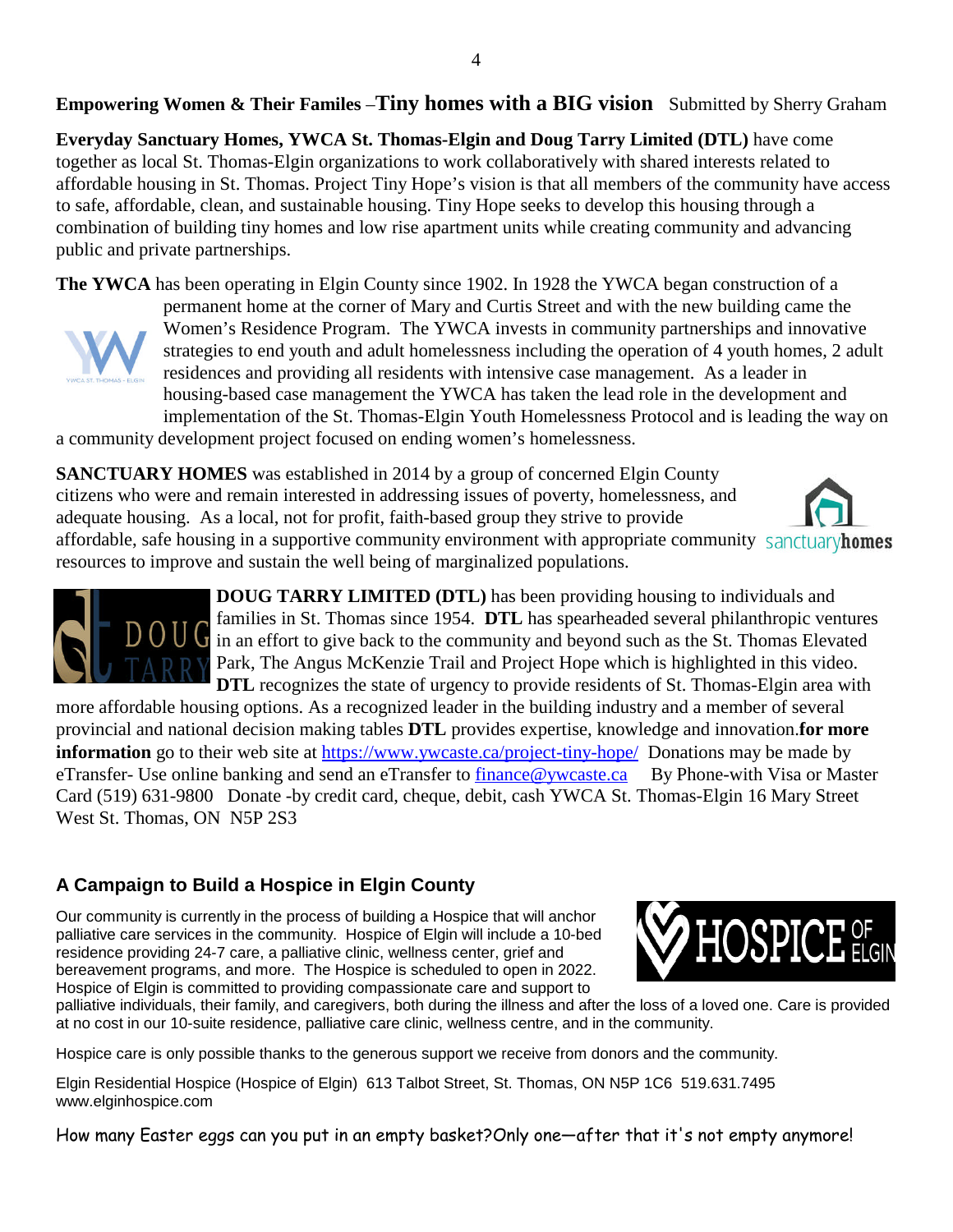## Empowering Women & Their Familes –Tiny homes with a BIG vision Submitted by Sherry Graham

**Everyday Sanctuary Homes, YWCA St. Thomas-Elgin and Doug Tarry Limited (DTL)** have come together as local St. Thomas-Elgin organizations to work collaboratively with shared interests related to affordable housing in St. Thomas. Project Tiny Hope's vision is that all members of the community have access to safe, affordable, clean, and sustainable housing. Tiny Hope seeks to develop this housing through a combination of building tiny homes and low rise apartment units while creating community and advancing public and private partnerships.

**The YWCA** has been operating in Elgin County since 1902. In 1928 the YWCA began construction of a permanent home at the corner of Mary and Curtis Street and with the new building came the Women's Residence Program. The YWCA invests in community partnerships and innovative strategies to end youth and adult homelessness including the operation of 4 youth homes, 2 adult residences and providing all residents with intensive case management. As a leader in housing-based case management the YWCA has taken the lead role in the development and implementation of the St. Thomas-Elgin Youth Homelessness Protocol and is leading the way on a community development project focused on ending women's homelessness.

**SANCTUARY HOMES** was established in 2014 by a group of concerned Elgin County citizens who were and remain interested in addressing issues of poverty, homelessness, and adequate housing. As a local, not for profit, faith-based group they strive to provide affordable, safe housing in a supportive community environment with appropriate community resources to improve and sustain the well being of marginalized populations.

**DOUG TARRY LIMITED (DTL)** has been providing housing to individuals and families in St. Thomas since 1954. **DTL** has spearheaded several philanthropic ventures in an effort to give back to the community and beyond such as the St. Thomas Elevated Park, The Angus McKenzie Trail and Project Hope which is highlighted in this video. **DTL** recognizes the state of urgency to provide residents of St. Thomas-Elgin area with more affordable housing options. As a recognized leader in the building industry and a member of several provincial and national decision making tables **DTL** provides expertise, knowledge and innovation.**for more information** go to their web site at https://www.ywcaste.ca/project-tiny-hope/ Donations may be made by eTransfer- Use online banking and send an eTransfer to finance@ywcaste.ca By Phone-with Visa or Master Card (519) 631-9800 Donate -by credit card, cheque, debit, cash YWCA St. Thomas-Elgin 16 Mary Street West St. Thomas, ON N5P 2S3

## A Campaign to Build a Hospice in Elgin County

Our community is currently in the process of building a Hospice that will anchor palliative care services in the community. Hospice of Elgin will include a 10-bed residence providing 24-7 care, a palliative clinic, wellness center, grief and bereavement programs, and more. The Hospice is scheduled to open in 2022. Hospice of Elgin is committed to providing compassionate care and support to palliative individuals, their family, and caregivers, both during the illness and after the loss of a loved one. Care is provided at no cost in our 10-suite residence, palliative care clinic, wellness centre, and in the community.

Hospice care is only possible thanks to the generous support we receive from donors and the community.

Elgin Residential Hospice (Hospice of Elgin) 613 Talbot Street, St. Thomas, ON N5P 1C6 519.631.7495
www.elginhospice.com

How many Easter eggs can you put in an empty basket?Only one—after that it's not empty anymore!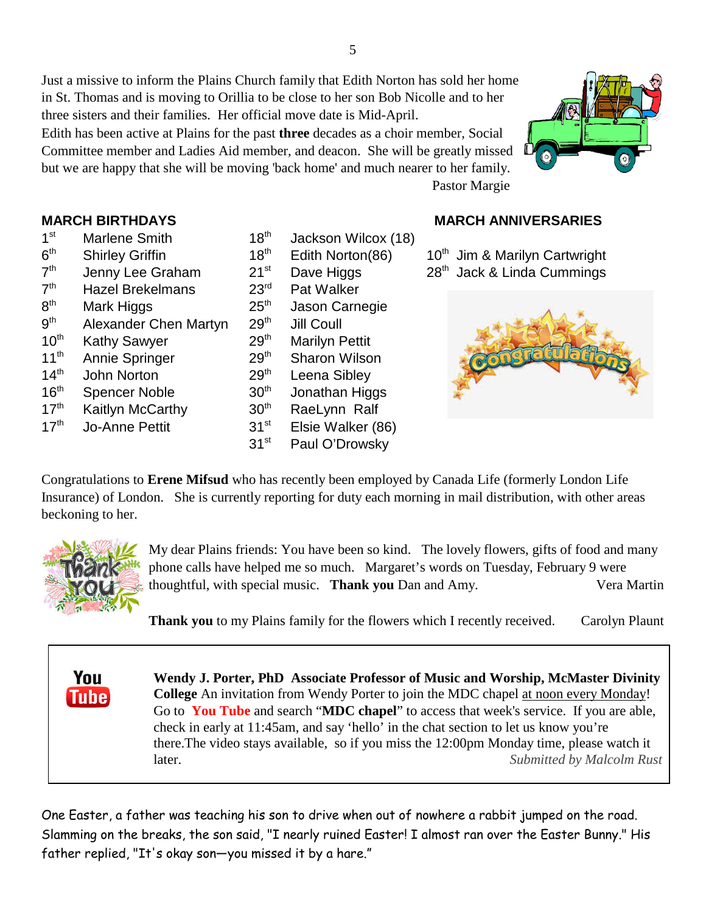Just a missive to inform the Plains Church family that Edith Norton has sold her home in St. Thomas and is moving to Orillia to be close to her son Bob Nicolle and to her three sisters and their families. Her official move date is Mid-April.
Edith has been active at Plains for the past **three** decades as a choir member, Social Committee member and Ladies Aid member, and deacon. She will be greatly missed but we are happy that she will be moving 'back home' and much nearer to her family.

Pastor Margie

## MARCH BIRTHDAYS

| | | | |
|---|---|---|---|
| 1st | Marlene Smith | 18th | Jackson Wilcox (18) |
| 6th | Shirley Griffin | 18th | Edith Norton(86) |
| 7th | Jenny Lee Graham | 21st | Dave Higgs |
| 7th | Hazel Brekelmans | 23rd | Pat Walker |
| 8th | Mark Higgs | 25th | Jason Carnegie |
| 9th | Alexander Chen Martyn | 29th | Jill Coull |
| 10th | Kathy Sawyer | 29th | Marilyn Pettit |
| 11th | Annie Springer | 29th | Sharon Wilson |
| 14th | John Norton | 29th | Leena Sibley |
| 16th | Spencer Noble | 30th | Jonathan Higgs |
| 17th | Kaitlyn McCarthy | 30th | RaeLynn Ralf |
| 17th | Jo-Anne Pettit | 31st | Elsie Walker (86) |
| | | 31st | Paul O'Drowsky |

## MARCH ANNIVERSARIES

10th Jim & Marilyn Cartwright
28th Jack & Linda Cummings

Congratulations to **Erene Mifsud** who has recently been employed by Canada Life (formerly London Life Insurance) of London. She is currently reporting for duty each morning in mail distribution, with other areas beckoning to her.

My dear Plains friends: You have been so kind. The lovely flowers, gifts of food and many phone calls have helped me so much. Margaret's words on Tuesday, February 9 were thoughtful, with special music. **Thank you** Dan and Amy. Vera Martin

**Thank you** to my Plains family for the flowers which I recently received. Carolyn Plaunt

**Wendy J. Porter, PhD Associate Professor of Music and Worship, McMaster Divinity College** An invitation from Wendy Porter to join the MDC chapel at noon every Monday! Go to **You Tube** and search "**MDC chapel**" to access that week's service. If you are able, check in early at 11:45am, and say 'hello' in the chat section to let us know you're there.The video stays available, so if you miss the 12:00pm Monday time, please watch it later. *Submitted by Malcolm Rust*

One Easter, a father was teaching his son to drive when out of nowhere a rabbit jumped on the road. Slamming on the breaks, the son said, "I nearly ruined Easter! I almost ran over the Easter Bunny." His father replied, "It's okay son—you missed it by a hare."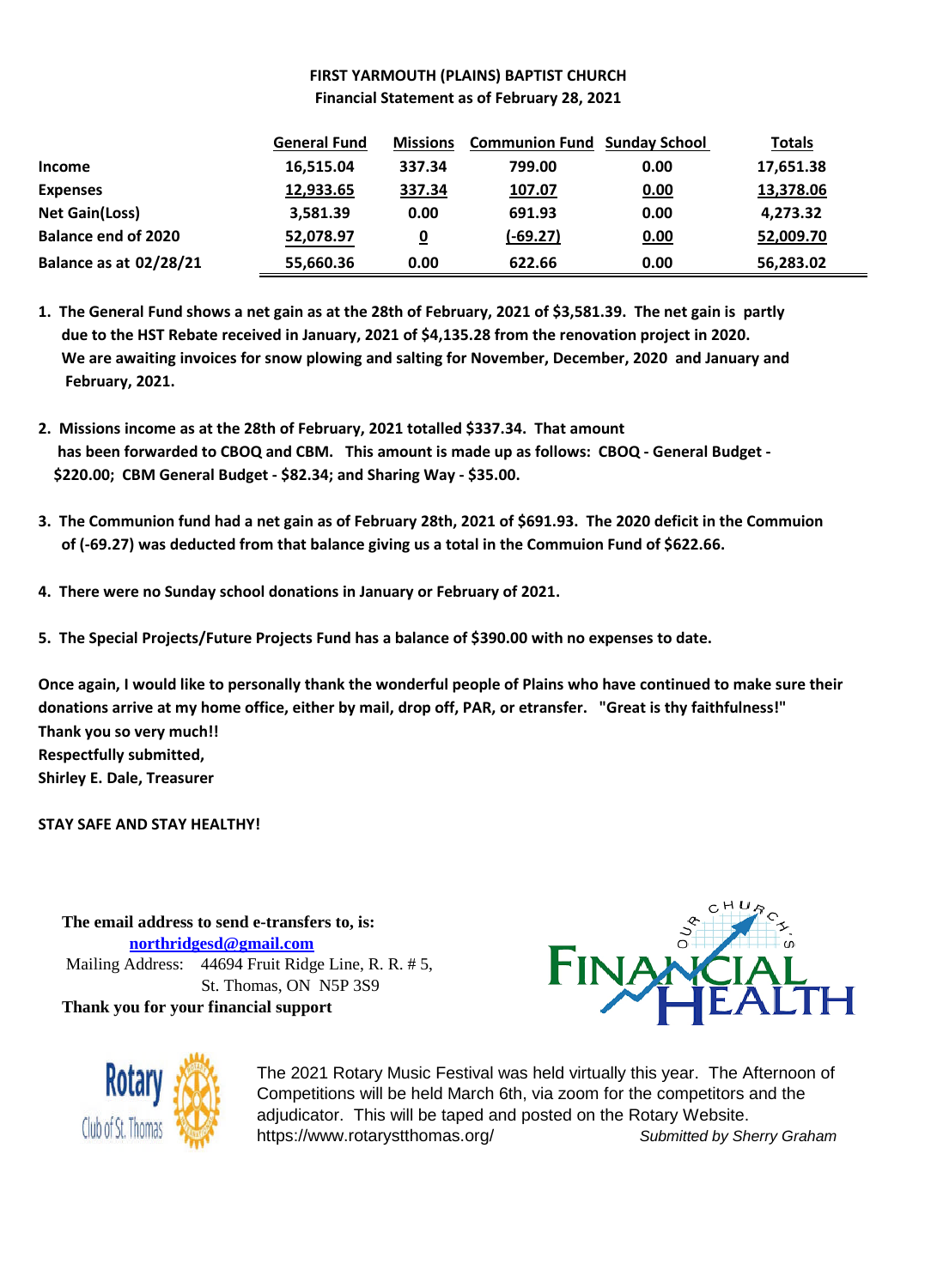**FIRST YARMOUTH (PLAINS) BAPTIST CHURCH**
**Financial Statement as of February 28, 2021**

| | General Fund | Missions | Communion Fund | Sunday School | Totals |
|---|---|---|---|---|---|
| Income | 16,515.04 | 337.34 | 799.00 | 0.00 | 17,651.38 |
| Expenses | 12,933.65 | 337.34 | 107.07 | 0.00 | 13,378.06 |
| Net Gain(Loss) | 3,581.39 | 0.00 | 691.93 | 0.00 | 4,273.32 |
| Balance end of 2020 | 52,078.97 | 0 | (-69.27) | 0.00 | 52,009.70 |
| Balance as at 02/28/21 | 55,660.36 | 0.00 | 622.66 | 0.00 | 56,283.02 |

1. The General Fund shows a net gain as at the 28th of February, 2021 of $3,581.39. The net gain is partly due to the HST Rebate received in January, 2021 of $4,135.28 from the renovation project in 2020. We are awaiting invoices for snow plowing and salting for November, December, 2020 and January and February, 2021.

2. Missions income as at the 28th of February, 2021 totalled $337.34. That amount has been forwarded to CBOQ and CBM. This amount is made up as follows: CBOQ - General Budget - $220.00; CBM General Budget - $82.34; and Sharing Way - $35.00.

3. The Communion fund had a net gain as of February 28th, 2021 of $691.93. The 2020 deficit in the Commuion of (-69.27) was deducted from that balance giving us a total in the Commuion Fund of $622.66.

4. There were no Sunday school donations in January or February of 2021.

5. The Special Projects/Future Projects Fund has a balance of $390.00 with no expenses to date.

Once again, I would like to personally thank the wonderful people of Plains who have continued to make sure their donations arrive at my home office, either by mail, drop off, PAR, or etransfer. "Great is thy faithfulness!"
Thank you so very much!!
Respectfully submitted,
Shirley E. Dale, Treasurer

**STAY SAFE AND STAY HEALTHY!**

**The email address to send e-transfers to, is:**
**northridgesd@gmail.com**
Mailing Address: 44694 Fruit Ridge Line, R. R. # 5,
St. Thomas, ON N5P 3S9
**Thank you for your financial support**

OUR CHURCH'S FINANCIAL HEALTH

Rotary Club of St. Thomas

The 2021 Rotary Music Festival was held virtually this year. The Afternoon of Competitions will be held March 6th, via zoom for the competitors and the adjudicator. This will be taped and posted on the Rotary Website.
https://www.rotarystthomas.org/ *Submitted by Sherry Graham*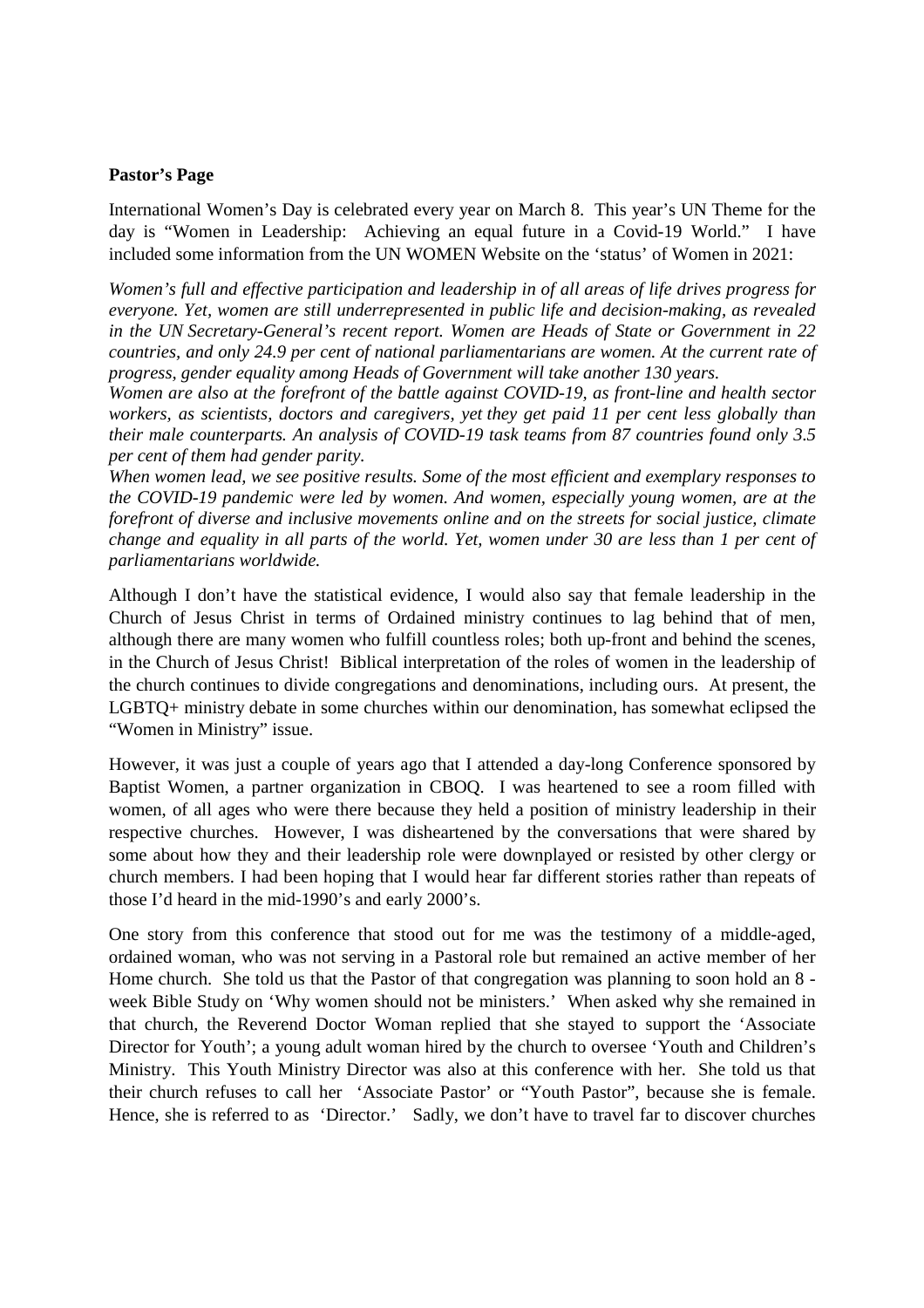**Pastor's Page**

International Women's Day is celebrated every year on March 8. This year's UN Theme for the day is "Women in Leadership: Achieving an equal future in a Covid-19 World." I have included some information from the UN WOMEN Website on the 'status' of Women in 2021:

*Women's full and effective participation and leadership in of all areas of life drives progress for everyone. Yet, women are still underrepresented in public life and decision-making, as revealed in the UN Secretary-General's recent report. Women are Heads of State or Government in 22 countries, and only 24.9 per cent of national parliamentarians are women. At the current rate of progress, gender equality among Heads of Government will take another 130 years.*

*Women are also at the forefront of the battle against COVID-19, as front-line and health sector workers, as scientists, doctors and caregivers, yet they get paid 11 per cent less globally than their male counterparts. An analysis of COVID-19 task teams from 87 countries found only 3.5 per cent of them had gender parity.*

*When women lead, we see positive results. Some of the most efficient and exemplary responses to the COVID-19 pandemic were led by women. And women, especially young women, are at the forefront of diverse and inclusive movements online and on the streets for social justice, climate change and equality in all parts of the world. Yet, women under 30 are less than 1 per cent of parliamentarians worldwide.*

Although I don't have the statistical evidence, I would also say that female leadership in the Church of Jesus Christ in terms of Ordained ministry continues to lag behind that of men, although there are many women who fulfill countless roles; both up-front and behind the scenes, in the Church of Jesus Christ! Biblical interpretation of the roles of women in the leadership of the church continues to divide congregations and denominations, including ours. At present, the LGBTQ+ ministry debate in some churches within our denomination, has somewhat eclipsed the "Women in Ministry" issue.

However, it was just a couple of years ago that I attended a day-long Conference sponsored by Baptist Women, a partner organization in CBOQ. I was heartened to see a room filled with women, of all ages who were there because they held a position of ministry leadership in their respective churches. However, I was disheartened by the conversations that were shared by some about how they and their leadership role were downplayed or resisted by other clergy or church members. I had been hoping that I would hear far different stories rather than repeats of those I'd heard in the mid-1990's and early 2000's.

One story from this conference that stood out for me was the testimony of a middle-aged, ordained woman, who was not serving in a Pastoral role but remained an active member of her Home church. She told us that the Pastor of that congregation was planning to soon hold an 8 - week Bible Study on 'Why women should not be ministers.' When asked why she remained in that church, the Reverend Doctor Woman replied that she stayed to support the 'Associate Director for Youth'; a young adult woman hired by the church to oversee 'Youth and Children's Ministry. This Youth Ministry Director was also at this conference with her. She told us that their church refuses to call her 'Associate Pastor' or "Youth Pastor", because she is female. Hence, she is referred to as 'Director.' Sadly, we don't have to travel far to discover churches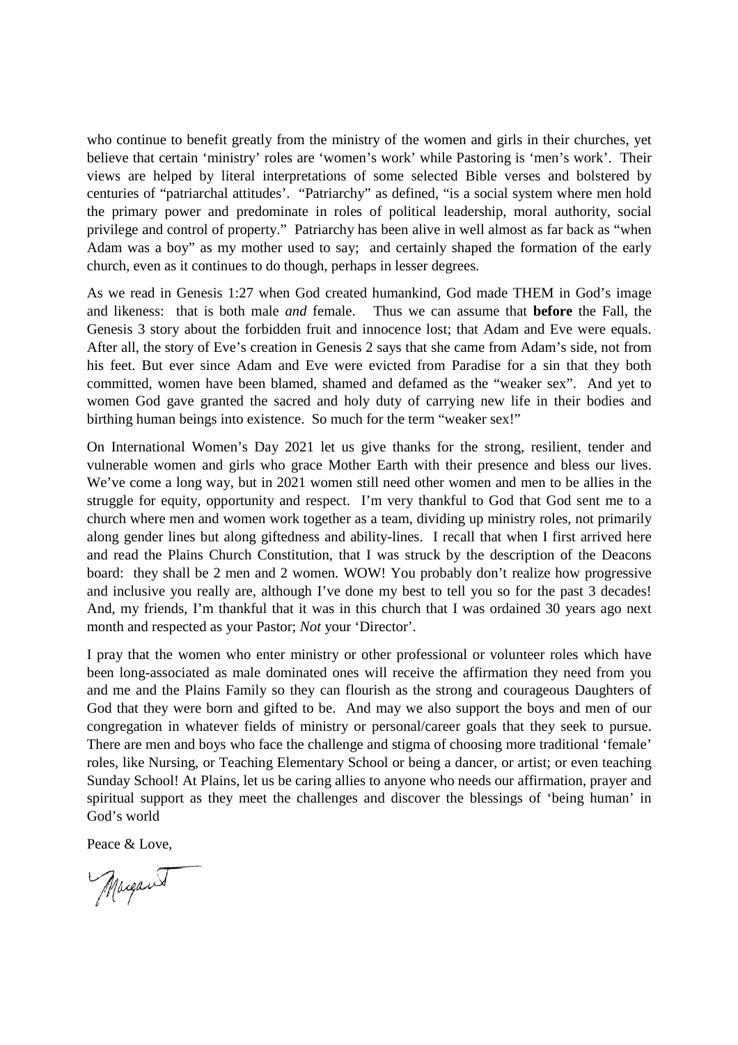who continue to benefit greatly from the ministry of the women and girls in their churches, yet believe that certain 'ministry' roles are 'women's work' while Pastoring is 'men's work'. Their views are helped by literal interpretations of some selected Bible verses and bolstered by centuries of "patriarchal attitudes'. "Patriarchy" as defined, "is a social system where men hold the primary power and predominate in roles of political leadership, moral authority, social privilege and control of property." Patriarchy has been alive in well almost as far back as "when Adam was a boy" as my mother used to say; and certainly shaped the formation of the early church, even as it continues to do though, perhaps in lesser degrees.

As we read in Genesis 1:27 when God created humankind, God made THEM in God's image and likeness: that is both male *and* female. Thus we can assume that **before** the Fall, the Genesis 3 story about the forbidden fruit and innocence lost; that Adam and Eve were equals. After all, the story of Eve's creation in Genesis 2 says that she came from Adam's side, not from his feet. But ever since Adam and Eve were evicted from Paradise for a sin that they both committed, women have been blamed, shamed and defamed as the "weaker sex". And yet to women God gave granted the sacred and holy duty of carrying new life in their bodies and birthing human beings into existence. So much for the term "weaker sex!"

On International Women's Day 2021 let us give thanks for the strong, resilient, tender and vulnerable women and girls who grace Mother Earth with their presence and bless our lives. We've come a long way, but in 2021 women still need other women and men to be allies in the struggle for equity, opportunity and respect. I'm very thankful to God that God sent me to a church where men and women work together as a team, dividing up ministry roles, not primarily along gender lines but along giftedness and ability-lines. I recall that when I first arrived here and read the Plains Church Constitution, that I was struck by the description of the Deacons board: they shall be 2 men and 2 women. WOW! You probably don't realize how progressive and inclusive you really are, although I've done my best to tell you so for the past 3 decades! And, my friends, I'm thankful that it was in this church that I was ordained 30 years ago next month and respected as your Pastor; *Not* your 'Director'.

I pray that the women who enter ministry or other professional or volunteer roles which have been long-associated as male dominated ones will receive the affirmation they need from you and me and the Plains Family so they can flourish as the strong and courageous Daughters of God that they were born and gifted to be. And may we also support the boys and men of our congregation in whatever fields of ministry or personal/career goals that they seek to pursue. There are men and boys who face the challenge and stigma of choosing more traditional 'female' roles, like Nursing, or Teaching Elementary School or being a dancer, or artist; or even teaching Sunday School! At Plains, let us be caring allies to anyone who needs our affirmation, prayer and spiritual support as they meet the challenges and discover the blessings of 'being human' in God's world

Peace & Love,

Margaret